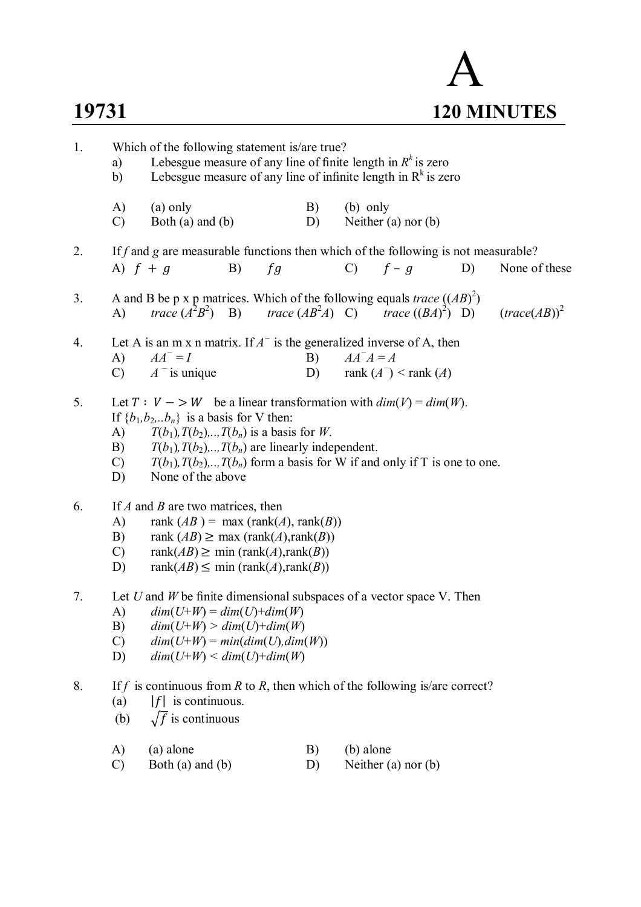# 19731

# A

## 120 MINUTES

1. Which of the following statement is/are true?
   a) Lebesgue measure of any line of finite length in $R^k$ is zero
   b) Lebesgue measure of any line of infinite length in $R^k$ is zero

   A) (a) only  B) (b) only
   C) Both (a) and (b)  D) Neither (a) nor (b)

2. If $f$ and $g$ are measurable functions then which of the following is not measurable?
   A) $f + g$  B) $fg$  C) $f - g$  D) None of these

3. A and B be p x p matrices. Which of the following equals *trace* $((AB)^2)$
   A) *trace* $(A^2B^2)$  B) *trace* $(AB^2A)$  C) *trace* $((BA)^2)$  D) $(trace(AB))^2$

4. Let A is an m x n matrix. If $A^-$ is the generalized inverse of A, then
   A) $AA^- = I$  B) $AA^-A = A$
   C) $A^-$ is unique  D) rank $(A^-)$ < rank $(A)$

5. Let $T : V -> W$ be a linear transformation with $dim(V) = dim(W)$.
   If $\{b_1, b_2, .. b_n\}$ is a basis for V then:
   A) $T(b_1), T(b_2),.., T(b_n)$ is a basis for $W$.
   B) $T(b_1), T(b_2),.., T(b_n)$ are linearly independent.
   C) $T(b_1), T(b_2),.., T(b_n)$ form a basis for W if and only if T is one to one.
   D) None of the above

6. If $A$ and $B$ are two matrices, then
   A) rank $(AB)$ = max (rank($A$), rank($B$))
   B) rank $(AB) \geq$ max (rank($A$),rank($B$))
   C) rank$(AB) \geq$ min (rank($A$),rank($B$))
   D) rank$(AB) \leq$ min (rank($A$),rank($B$))

7. Let $U$ and $W$ be finite dimensional subspaces of a vector space V. Then
   A) $dim(U+W) = dim(U)+dim(W)$
   B) $dim(U+W) > dim(U)+dim(W)$
   C) $dim(U+W) = min(dim(U), dim(W))$
   D) $dim(U+W) < dim(U)+dim(W)$

8. If $f$ is continuous from $R$ to $R$, then which of the following is/are correct?
   (a) $|f|$ is continuous.
   (b) $\sqrt{f}$ is continuous

   A) (a) alone  B) (b) alone
   C) Both (a) and (b)  D) Neither (a) nor (b)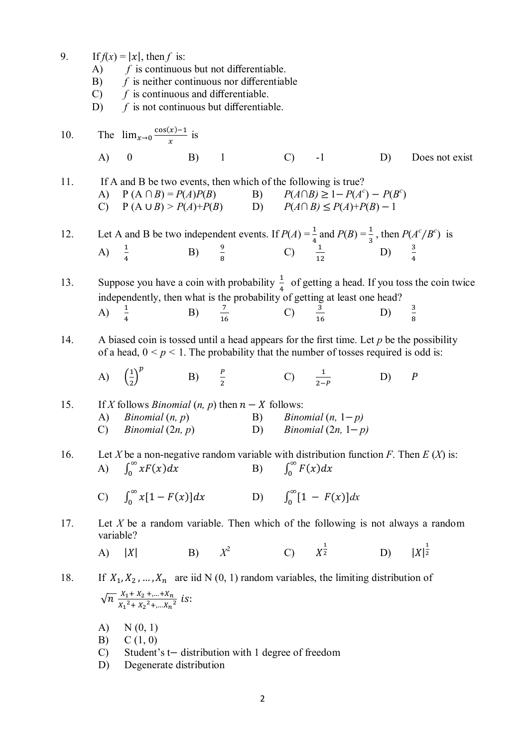9. If $f(x) = |x|$, then $f$ is:
   A) $f$ is continuous but not differentiable.
   B) $f$ is neither continuous nor differentiable
   C) $f$ is continuous and differentiable.
   D) $f$ is not continuous but differentiable.

10. The $\lim_{x\to 0} \frac{\cos(x)-1}{x}$ is

    A) 0 B) 1 C) -1 D) Does not exist

11. If A and B be two events, then which of the following is true?
    A) $P(A \cap B) = P(A)P(B)$ B) $P(A\cap B) \geq 1 - P(A^c) - P(B^c)$
    C) $P(A \cup B) > P(A)+P(B)$ D) $P(A\cap B) \leq P(A)+P(B) - 1$

12. Let A and B be two independent events. If $P(A) = \frac{1}{4}$ and $P(B) = \frac{1}{3}$, then $P(A^c/B^c)$ is
    A) $\frac{1}{4}$ B) $\frac{9}{8}$ C) $\frac{1}{12}$ D) $\frac{3}{4}$

13. Suppose you have a coin with probability $\frac{1}{4}$ of getting a head. If you toss the coin twice independently, then what is the probability of getting at least one head?
    A) $\frac{1}{4}$ B) $\frac{7}{16}$ C) $\frac{3}{16}$ D) $\frac{3}{8}$

14. A biased coin is tossed until a head appears for the first time. Let $p$ be the possibility of a head, $0 < p < 1$. The probability that the number of tosses required is odd is:

    A) $\left(\frac{1}{2}\right)^p$ B) $\frac{P}{2}$ C) $\frac{1}{2-P}$ D) $P$

15. If $X$ follows *Binomial* $(n, p)$ then $n - X$ follows:
    A) *Binomial* $(n, p)$ B) *Binomial* $(n, 1-p)$
    C) *Binomial* $(2n, p)$ D) *Binomial* $(2n, 1-p)$

16. Let $X$ be a non-negative random variable with distribution function $F$. Then $E(X)$ is:
    A) $\int_0^\infty xF(x)dx$ B) $\int_0^\infty F(x)dx$

    C) $\int_0^\infty x[1-F(x)]dx$ D) $\int_0^\infty [1 - F(x)]dx$

17. Let $X$ be a random variable. Then which of the following is not always a random variable?
    A) $|X|$ B) $X^2$ C) $X^{\frac{1}{2}}$ D) $|X|^{\frac{1}{2}}$

18. If $X_1, X_2, \ldots, X_n$ are iid N (0, 1) random variables, the limiting distribution of $\sqrt{n}\, \frac{X_1+X_2+\ldots+X_n}{{X_1}^2+{X_2}^2+\ldots{X_n}^2}$ is:

    A) N (0, 1)
    B) C (1, 0)
    C) Student's t- distribution with 1 degree of freedom
    D) Degenerate distribution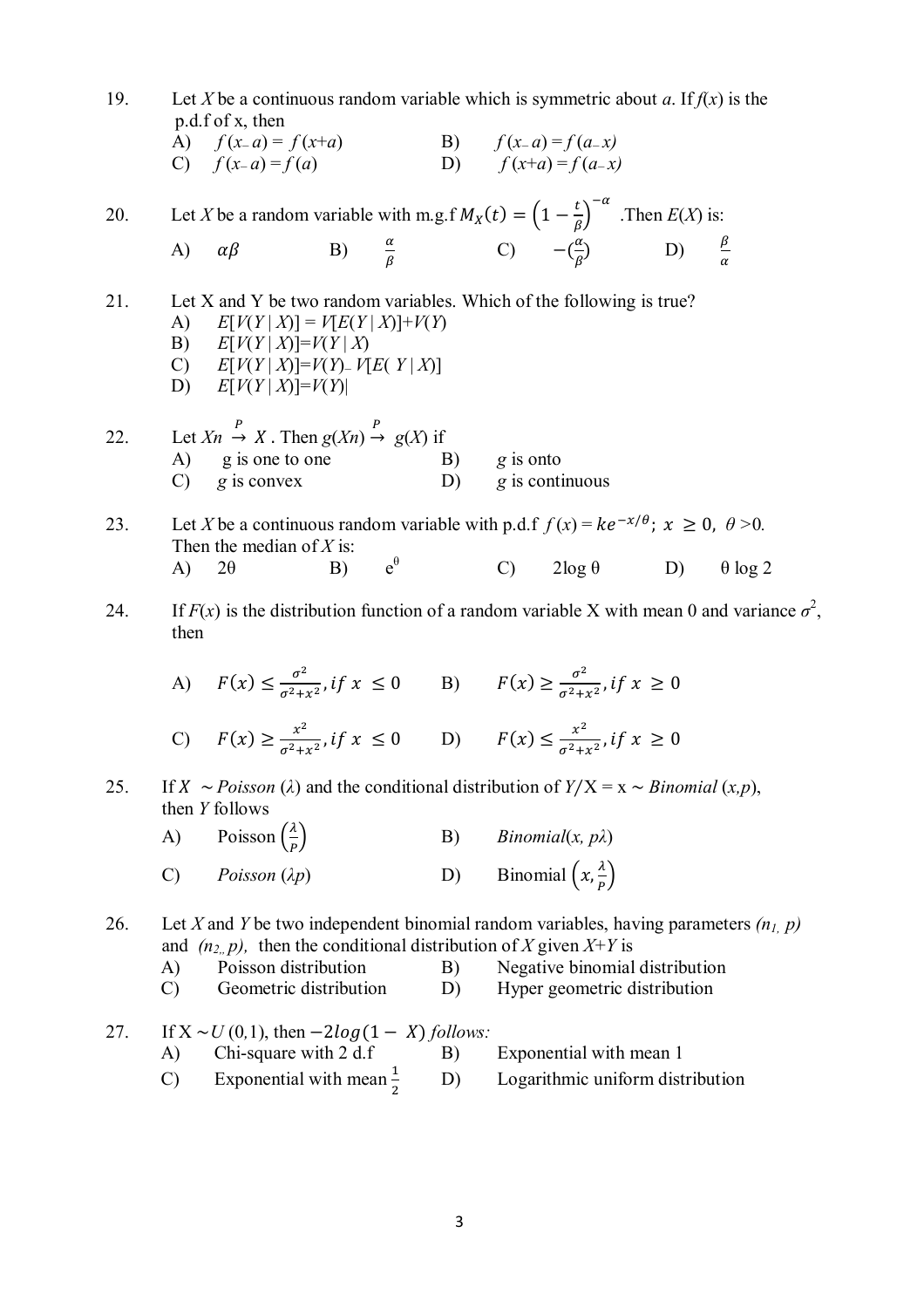19. Let $X$ be a continuous random variable which is symmetric about $a$. If $f(x)$ is the p.d.f of x, then

    A) $f(x-a) = f(x+a)$  B) $f(x-a) = f(a-x)$

    C) $f(x-a) = f(a)$  D) $f(x+a) = f(a-x)$

20. Let $X$ be a random variable with m.g.f $M_X(t) = \left(1 - \frac{t}{\beta}\right)^{-\alpha}$ .Then $E(X)$ is:

    A) $\alpha\beta$  B) $\frac{\alpha}{\beta}$  C) $-(\frac{\alpha}{\beta})$  D) $\frac{\beta}{\alpha}$

21. Let X and Y be two random variables. Which of the following is true?

    A) $E[V(Y \mid X)] = V[E(Y \mid X)]+V(Y)$

    B) $E[V(Y \mid X)]=V(Y \mid X)$

    C) $E[V(Y \mid X)]=V(Y)- V[E( Y \mid X)]$

    D) $E[V(Y \mid X)]=V(Y)|$

22. Let $X_n \xrightarrow{P} X$ . Then $g(X_n) \xrightarrow{P} g(X)$ if

    A) g is one to one  B) $g$ is onto

    C) $g$ is convex  D) $g$ is continuous

23. Let $X$ be a continuous random variable with p.d.f $f(x) = ke^{-x/\theta};\ x \geq 0,\ \theta > 0.$ Then the median of $X$ is:

    A) $2\theta$  B) $e^{\theta}$  C) $2\log\theta$  D) $\theta \log 2$

24. If $F(x)$ is the distribution function of a random variable X with mean 0 and variance $\sigma^2$, then

    A) $F(x) \leq \frac{\sigma^2}{\sigma^2+x^2}, if\ x \leq 0$  B) $F(x) \geq \frac{\sigma^2}{\sigma^2+x^2}, if\ x \geq 0$

    C) $F(x) \geq \frac{x^2}{\sigma^2+x^2}, if\ x \leq 0$  D) $F(x) \leq \frac{x^2}{\sigma^2+x^2}, if\ x \geq 0$

25. If $X \sim$ *Poisson* ($\lambda$) and the conditional distribution of $Y/X = x \sim$ *Binomial* $(x,p)$, then $Y$ follows

    A) Poisson $\left(\frac{\lambda}{P}\right)$  B) *Binomial*$(x, p\lambda)$

    C) *Poisson* $(\lambda p)$  D) Binomial $\left(x, \frac{\lambda}{P}\right)$

26. Let $X$ and $Y$ be two independent binomial random variables, having parameters $(n_1, p)$ and $(n_2, p)$, then the conditional distribution of $X$ given $X$+$Y$ is

    A) Poisson distribution  B) Negative binomial distribution

    C) Geometric distribution  D) Hyper geometric distribution

27. If $X \sim U(0,1)$, then $-2log(1 - X)$ *follows:*

    A) Chi-square with 2 d.f  B) Exponential with mean 1

    C) Exponential with mean $\frac{1}{2}$  D) Logarithmic uniform distribution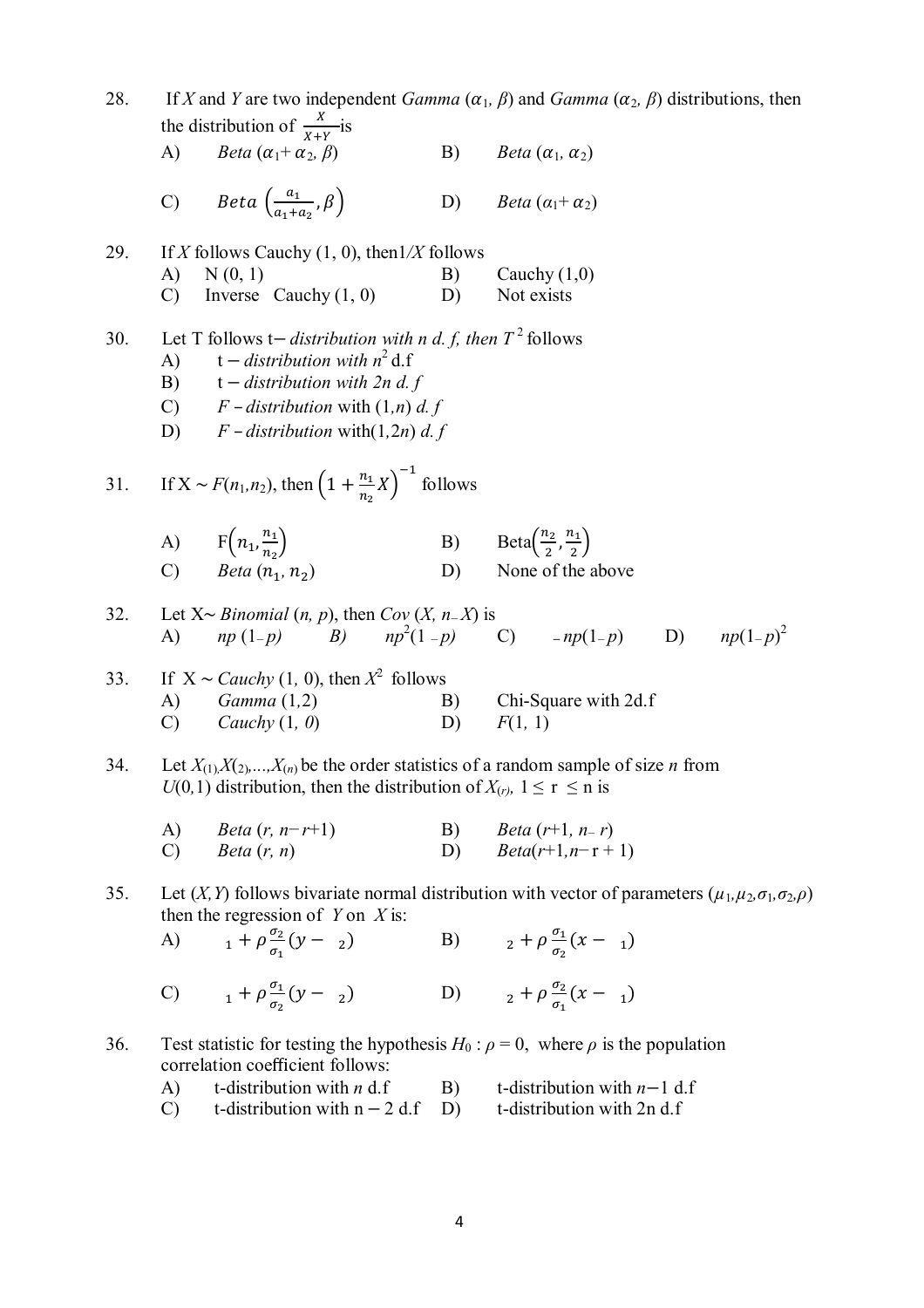28. If $X$ and $Y$ are two independent *Gamma* $(\alpha_1, \beta)$ and *Gamma* $(\alpha_2, \beta)$ distributions, then the distribution of $\frac{X}{X+Y}$ is

    A) *Beta* $(\alpha_1 + \alpha_2, \beta)$ B) *Beta* $(\alpha_1, \alpha_2)$

    C) $Beta\left(\frac{a_1}{a_1+a_2}, \beta\right)$ D) *Beta* $(\alpha_1 + \alpha_2)$

29. If $X$ follows Cauchy (1, 0), then $1/X$ follows

    A) N (0, 1) B) Cauchy (1,0)

    C) Inverse Cauchy (1, 0) D) Not exists

30. Let T follows t− *distribution with n d. f, then* $T^2$ follows

    A) t − *distribution with* $n^2$ d.f

    B) t − *distribution with 2n d. f*

    C) *F – distribution* with $(1,n)$ *d. f*

    D) *F – distribution* with$(1,2n)$ *d. f*

31. If X ~ $F(n_1,n_2)$, then $\left(1+\frac{n_1}{n_2}X\right)^{-1}$ follows

    A) $F\left(n_1, \frac{n_1}{n_2}\right)$ B) $\text{Beta}\left(\frac{n_2}{2}, \frac{n_1}{2}\right)$

    C) *Beta* $(n_1, n_2)$ D) None of the above

32. Let X~ *Binomial* $(n, p)$, then *Cov* $(X, n-X)$ is

    A) $np(1-p)$ B) $np^2(1-p)$ C) $-np(1-p)$ D) $np(1-p)^2$

33. If X ~ *Cauchy* (1, 0), then $X^2$ follows

    A) *Gamma* (1,2) B) Chi-Square with 2d.f

    C) *Cauchy* (1, 0) D) $F(1, 1)$

34. Let $X_{(1)}, X_{(2)}, \ldots, X_{(n)}$ be the order statistics of a random sample of size $n$ from $U(0,1)$ distribution, then the distribution of $X_{(r)}$, $1 \leq r \leq n$ is

    A) *Beta* $(r, n-r+1)$ B) *Beta* $(r+1, n-r)$

    C) *Beta* $(r, n)$ D) *Beta*$(r+1, n-r+1)$

35. Let $(X,Y)$ follows bivariate normal distribution with vector of parameters $(\mu_1,\mu_2,\sigma_1,\sigma_2,\rho)$ then the regression of $Y$ on $X$ is:

    A) $_1 + \rho\frac{\sigma_2}{\sigma_1}(y - {}_2)$ B) $_2 + \rho\frac{\sigma_1}{\sigma_2}(x - {}_1)$

    C) $_1 + \rho\frac{\sigma_1}{\sigma_2}(y - {}_2)$ D) $_2 + \rho\frac{\sigma_2}{\sigma_1}(x - {}_1)$

36. Test statistic for testing the hypothesis $H_0 : \rho = 0$, where $\rho$ is the population correlation coefficient follows:

    A) t-distribution with $n$ d.f B) t-distribution with $n-1$ d.f

    C) t-distribution with $n-2$ d.f D) t-distribution with 2n d.f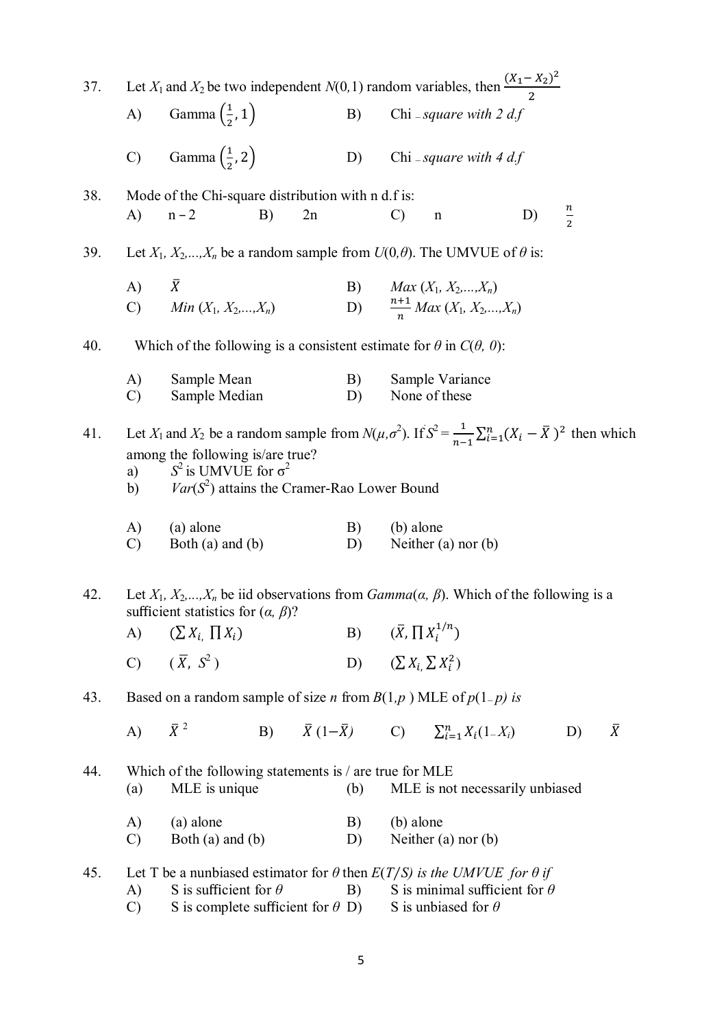37. Let $X_1$ and $X_2$ be two independent $N(0,1)$ random variables, then $\frac{(X_1 - X_2)^2}{2}$

A) Gamma $\left(\frac{1}{2}, 1\right)$ B) Chi – *square with 2 d.f*

C) Gamma $\left(\frac{1}{2}, 2\right)$ D) Chi – *square with 4 d.f*

38. Mode of the Chi-square distribution with n d.f is:

A) n – 2 B) 2n C) n D) $\frac{n}{2}$

39. Let $X_1, X_2, \ldots, X_n$ be a random sample from $U(0,\theta)$. The UMVUE of $\theta$ is:

A) $\bar{X}$ B) $Max(X_1, X_2, \ldots, X_n)$

C) $Min(X_1, X_2, \ldots, X_n)$ D) $\frac{n+1}{n} Max(X_1, X_2, \ldots, X_n)$

40. Which of the following is a consistent estimate for $\theta$ in $C(\theta, 0)$:

A) Sample Mean B) Sample Variance

C) Sample Median D) None of these

41. Let $X_1$ and $X_2$ be a random sample from $N(\mu,\sigma^2)$. If $S^2 = \frac{1}{n-1}\sum_{i=1}^{n}(X_i - \bar{X})^2$ then which among the following is/are true?

a) $S^2$ is UMVUE for $\sigma^2$

b) $Var(S^2)$ attains the Cramer-Rao Lower Bound

A) (a) alone B) (b) alone

C) Both (a) and (b) D) Neither (a) nor (b)

42. Let $X_1, X_2, \ldots, X_n$ be iid observations from $Gamma(\alpha, \beta)$. Which of the following is a sufficient statistics for $(\alpha, \beta)$?

A) $(\sum X_i, \prod X_i)$ B) $(\bar{X}, \prod X_i^{1/n})$

C) $(\bar{X}, S^2)$ D) $(\sum X_i, \sum X_i^2)$

43. Based on a random sample of size *n* from $B(1,p)$ MLE of $p(1-p)$ *is*

A) $\bar{X}^2$ B) $\bar{X}(1-\bar{X})$ C) $\sum_{i=1}^{n} X_i(1-X_i)$ D) $\bar{X}$

44. Which of the following statements is / are true for MLE

(a) MLE is unique (b) MLE is not necessarily unbiased

A) (a) alone B) (b) alone

C) Both (a) and (b) D) Neither (a) nor (b)

45. Let T be a nunbiased estimator for $\theta$ then $E(T/S)$ *is the UMVUE for* $\theta$ *if*

A) S is sufficient for $\theta$ B) S is minimal sufficient for $\theta$

C) S is complete sufficient for $\theta$ D) S is unbiased for $\theta$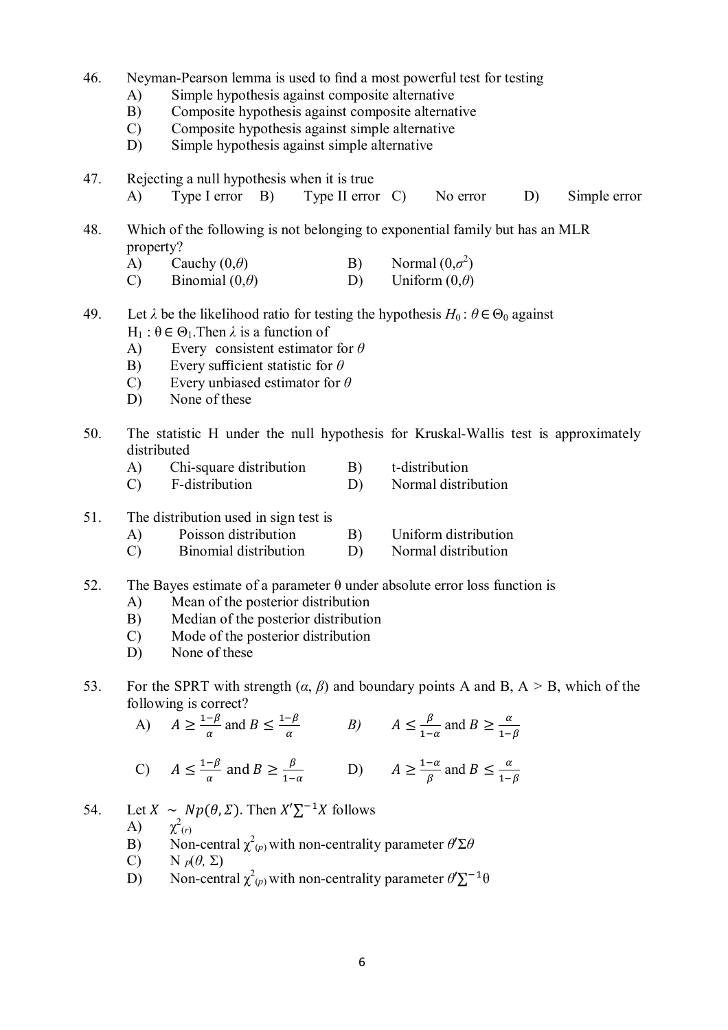46. Neyman-Pearson lemma is used to find a most powerful test for testing
    A) Simple hypothesis against composite alternative
    B) Composite hypothesis against composite alternative
    C) Composite hypothesis against simple alternative
    D) Simple hypothesis against simple alternative

47. Rejecting a null hypothesis when it is true
    A) Type I error B) Type II error C) No error D) Simple error

48. Which of the following is not belonging to exponential family but has an MLR property?
    A) Cauchy $(0,\theta)$
    B) Normal $(0,\sigma^2)$
    C) Binomial $(0,\theta)$
    D) Uniform $(0,\theta)$

49. Let $\lambda$ be the likelihood ratio for testing the hypothesis $H_0 : \theta \in \Theta_0$ against $H_1 : \theta \in \Theta_1$. Then $\lambda$ is a function of
    A) Every consistent estimator for $\theta$
    B) Every sufficient statistic for $\theta$
    C) Every unbiased estimator for $\theta$
    D) None of these

50. The statistic H under the null hypothesis for Kruskal-Wallis test is approximately distributed
    A) Chi-square distribution
    B) t-distribution
    C) F-distribution
    D) Normal distribution

51. The distribution used in sign test is
    A) Poisson distribution
    B) Uniform distribution
    C) Binomial distribution
    D) Normal distribution

52. The Bayes estimate of a parameter θ under absolute error loss function is
    A) Mean of the posterior distribution
    B) Median of the posterior distribution
    C) Mode of the posterior distribution
    D) None of these

53. For the SPRT with strength $(\alpha, \beta)$ and boundary points A and B, A > B, which of the following is correct?
    A) $A \geq \frac{1-\beta}{\alpha}$ and $B \leq \frac{1-\beta}{\alpha}$
    B) $A \leq \frac{\beta}{1-\alpha}$ and $B \geq \frac{\alpha}{1-\beta}$
    C) $A \leq \frac{1-\beta}{\alpha}$ and $B \geq \frac{\beta}{1-\alpha}$
    D) $A \geq \frac{1-\alpha}{\beta}$ and $B \leq \frac{\alpha}{1-\beta}$

54. Let $X \sim Np(\theta, \Sigma)$. Then $X'\Sigma^{-1}X$ follows
    A) $\chi^2_{(r)}$
    B) Non-central $\chi^2_{(p)}$ with non-centrality parameter $\theta'\Sigma\theta$
    C) $N_p(\theta, \Sigma)$
    D) Non-central $\chi^2_{(p)}$ with non-centrality parameter $\theta'\Sigma^{-1}\theta$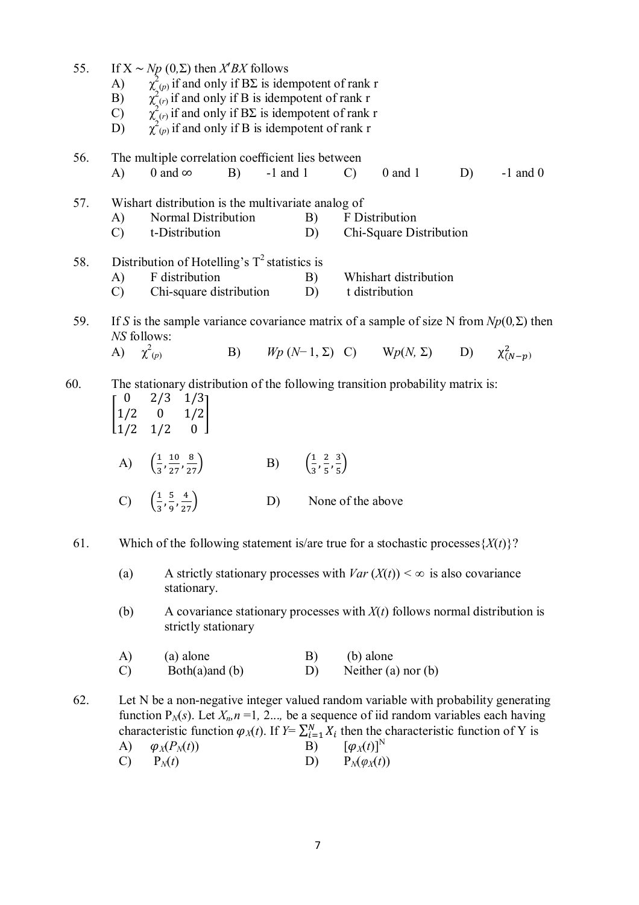55. If $X \sim N_p(0,\Sigma)$ then $X'BX$ follows

A) $\chi^2_{(p)}$ if and only if $B\Sigma$ is idempotent of rank r
B) $\chi^2_{(r)}$ if and only if B is idempotent of rank r
C) $\chi^2_{(r)}$ if and only if $B\Sigma$ is idempotent of rank r
D) $\chi^2_{(p)}$ if and only if B is idempotent of rank r

56. The multiple correlation coefficient lies between

A) 0 and $\infty$ B) -1 and 1 C) 0 and 1 D) -1 and 0

57. Wishart distribution is the multivariate analog of

A) Normal Distribution B) F Distribution
C) t-Distribution D) Chi-Square Distribution

58. Distribution of Hotelling's $T^2$ statistics is

A) F distribution B) Whishart distribution
C) Chi-square distribution D) t distribution

59. If $S$ is the sample variance covariance matrix of a sample of size N from $N_p(0,\Sigma)$ then $NS$ follows:

A) $\chi^2_{(p)}$ B) $W_p(N-1, \Sigma)$ C) $W_p(N, \Sigma)$ D) $\chi^2_{(N-p)}$

60. The stationary distribution of the following transition probability matrix is:

$$\begin{bmatrix} 0 & 2/3 & 1/3 \\ 1/2 & 0 & 1/2 \\ 1/2 & 1/2 & 0 \end{bmatrix}$$

A) $\left(\frac{1}{3}, \frac{10}{27}, \frac{8}{27}\right)$ B) $\left(\frac{1}{3}, \frac{2}{5}, \frac{3}{5}\right)$
C) $\left(\frac{1}{3}, \frac{5}{9}, \frac{4}{27}\right)$ D) None of the above

61. Which of the following statement is/are true for a stochastic processes$\{X(t)\}$?

(a) A strictly stationary processes with $Var(X(t)) < \infty$ is also covariance stationary.

(b) A covariance stationary processes with $X(t)$ follows normal distribution is strictly stationary

A) (a) alone B) (b) alone
C) Both(a)and (b) D) Neither (a) nor (b)

62. Let N be a non-negative integer valued random variable with probability generating function $P_N(s)$. Let $X_n, n = 1, 2...,$ be a sequence of iid random variables each having characteristic function $\varphi_X(t)$. If $Y = \sum_{i=1}^{N} X_i$ then the characteristic function of Y is

A) $\varphi_X(P_N(t))$ B) $[\varphi_X(t)]^N$
C) $P_N(t)$ D) $P_N(\varphi_X(t))$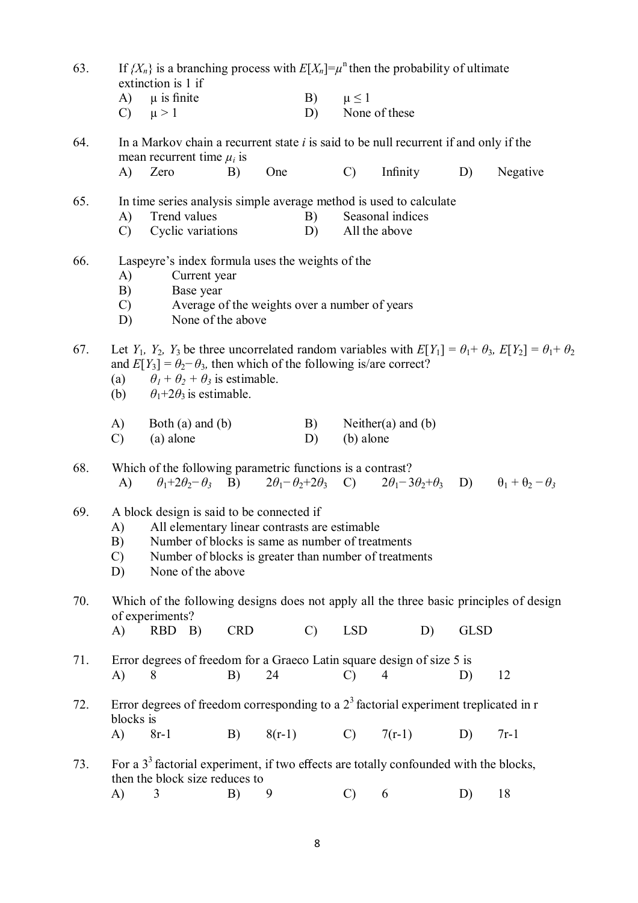63. If $\{X_n\}$ is a branching process with $E[X_n]=\mu^n$ then the probability of ultimate extinction is 1 if

    A) $\mu$ is finite  B) $\mu \leq 1$
    C) $\mu > 1$  D) None of these

64. In a Markov chain a recurrent state $i$ is said to be null recurrent if and only if the mean recurrent time $\mu_i$ is

    A) Zero  B) One  C) Infinity  D) Negative

65. In time series analysis simple average method is used to calculate

    A) Trend values  B) Seasonal indices
    C) Cyclic variations  D) All the above

66. Laspeyre's index formula uses the weights of the

    A) Current year
    B) Base year
    C) Average of the weights over a number of years
    D) None of the above

67. Let $Y_1$, $Y_2$, $Y_3$ be three uncorrelated random variables with $E[Y_1] = \theta_1 + \theta_3$, $E[Y_2] = \theta_1 + \theta_2$ and $E[Y_3] = \theta_2 - \theta_3$, then which of the following is/are correct?

    (a) $\theta_1 + \theta_2 + \theta_3$ is estimable.
    (b) $\theta_1 + 2\theta_3$ is estimable.

    A) Both (a) and (b)  B) Neither(a) and (b)
    C) (a) alone  D) (b) alone

68. Which of the following parametric functions is a contrast?

    A) $\theta_1 + 2\theta_2 - \theta_3$  B) $2\theta_1 - \theta_2 + 2\theta_3$  C) $2\theta_1 - 3\theta_2 + \theta_3$  D) $\theta_1 + \theta_2 - \theta_3$

69. A block design is said to be connected if

    A) All elementary linear contrasts are estimable
    B) Number of blocks is same as number of treatments
    C) Number of blocks is greater than number of treatments
    D) None of the above

70. Which of the following designs does not apply all the three basic principles of design of experiments?

    A) RBD  B) CRD  C) LSD  D) GLSD

71. Error degrees of freedom for a Graeco Latin square design of size 5 is

    A) 8  B) 24  C) 4  D) 12

72. Error degrees of freedom corresponding to a $2^3$ factorial experiment treplicated in r blocks is

    A) 8r-1  B) 8(r-1)  C) 7(r-1)  D) 7r-1

73. For a $3^3$ factorial experiment, if two effects are totally confounded with the blocks, then the block size reduces to

    A) 3  B) 9  C) 6  D) 18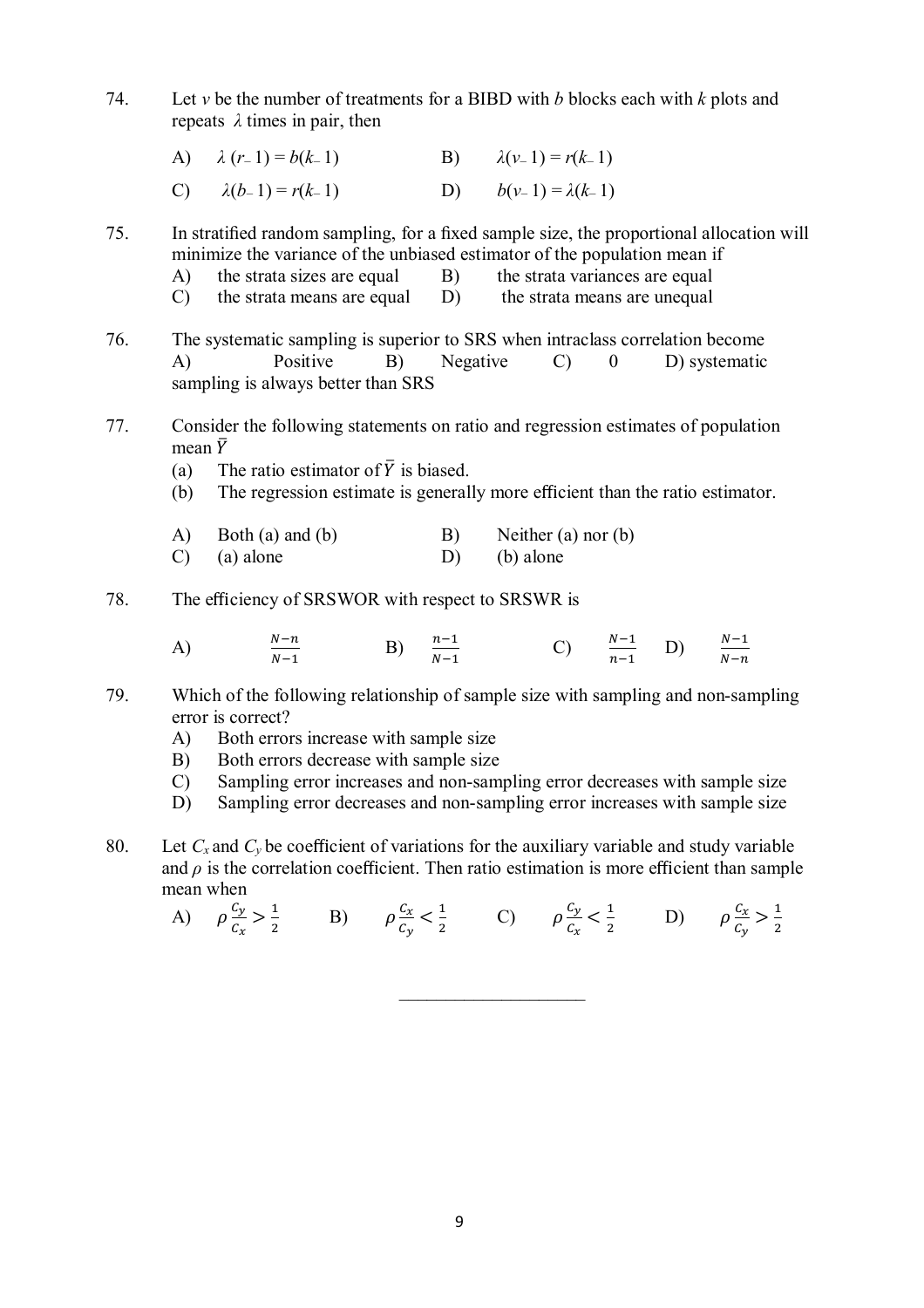74. Let $v$ be the number of treatments for a BIBD with $b$ blocks each with $k$ plots and repeats $\lambda$ times in pair, then

A) $\lambda(r-1) = b(k-1)$ B) $\lambda(v-1) = r(k-1)$

C) $\lambda(b-1) = r(k-1)$ D) $b(v-1) = \lambda(k-1)$

75. In stratified random sampling, for a fixed sample size, the proportional allocation will minimize the variance of the unbiased estimator of the population mean if

A) the strata sizes are equal B) the strata variances are equal

C) the strata means are equal D) the strata means are unequal

76. The systematic sampling is superior to SRS when intraclass correlation become

A) Positive B) Negative C) 0 D) systematic sampling is always better than SRS

77. Consider the following statements on ratio and regression estimates of population mean $\bar{Y}$

(a) The ratio estimator of $\bar{Y}$ is biased.

(b) The regression estimate is generally more efficient than the ratio estimator.

A) Both (a) and (b) B) Neither (a) nor (b)

C) (a) alone D) (b) alone

78. The efficiency of SRSWOR with respect to SRSWR is

A) $\frac{N-n}{N-1}$ B) $\frac{n-1}{N-1}$ C) $\frac{N-1}{n-1}$ D) $\frac{N-1}{N-n}$

79. Which of the following relationship of sample size with sampling and non-sampling error is correct?

A) Both errors increase with sample size

B) Both errors decrease with sample size

C) Sampling error increases and non-sampling error decreases with sample size

D) Sampling error decreases and non-sampling error increases with sample size

80. Let $C_x$ and $C_y$ be coefficient of variations for the auxiliary variable and study variable and $\rho$ is the correlation coefficient. Then ratio estimation is more efficient than sample mean when

A) $\rho\frac{C_y}{C_x} > \frac{1}{2}$ B) $\rho\frac{C_x}{C_y} < \frac{1}{2}$ C) $\rho\frac{C_y}{C_x} < \frac{1}{2}$ D) $\rho\frac{C_x}{C_y} > \frac{1}{2}$

---